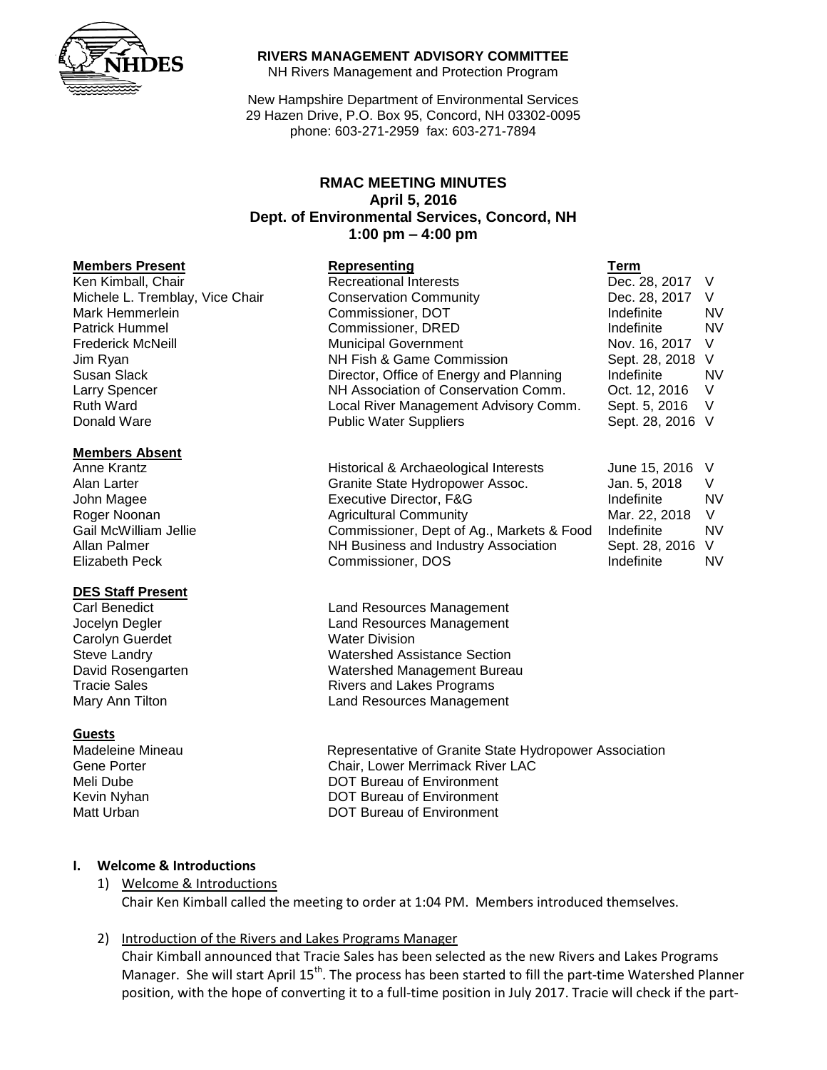**RIVERS MANAGEMENT ADVISORY COMMITTEE**
NH Rivers Management and Protection Program

New Hampshire Department of Environmental Services
29 Hazen Drive, P.O. Box 95, Concord, NH 03302-0095
phone: 603-271-2959 fax: 603-271-7894

## RMAC MEETING MINUTES
**April 5, 2016**
**Dept. of Environmental Services, Concord, NH**
**1:00 pm – 4:00 pm**

| **Members Present** | **Representing** | **Term** | |
|---|---|---|---|
| Ken Kimball, Chair | Recreational Interests | Dec. 28, 2017 | V |
| Michele L. Tremblay, Vice Chair | Conservation Community | Dec. 28, 2017 | V |
| Mark Hemmerlein | Commissioner, DOT | Indefinite | NV |
| Patrick Hummel | Commissioner, DRED | Indefinite | NV |
| Frederick McNeill | Municipal Government | Nov. 16, 2017 | V |
| Jim Ryan | NH Fish & Game Commission | Sept. 28, 2018 | V |
| Susan Slack | Director, Office of Energy and Planning | Indefinite | NV |
| Larry Spencer | NH Association of Conservation Comm. | Oct. 12, 2016 | V |
| Ruth Ward | Local River Management Advisory Comm. | Sept. 5, 2016 | V |
| Donald Ware | Public Water Suppliers | Sept. 28, 2016 | V |

| **Members Absent** | | | |
|---|---|---|---|
| Anne Krantz | Historical & Archaeological Interests | June 15, 2016 | V |
| Alan Larter | Granite State Hydropower Assoc. | Jan. 5, 2018 | V |
| John Magee | Executive Director, F&G | Indefinite | NV |
| Roger Noonan | Agricultural Community | Mar. 22, 2018 | V |
| Gail McWilliam Jellie | Commissioner, Dept of Ag., Markets & Food | Indefinite | NV |
| Allan Palmer | NH Business and Industry Association | Sept. 28, 2016 | V |
| Elizabeth Peck | Commissioner, DOS | Indefinite | NV |

| **DES Staff Present** | |
|---|---|
| Carl Benedict | Land Resources Management |
| Jocelyn Degler | Land Resources Management |
| Carolyn Guerdet | Water Division |
| Steve Landry | Watershed Assistance Section |
| David Rosengarten | Watershed Management Bureau |
| Tracie Sales | Rivers and Lakes Programs |
| Mary Ann Tilton | Land Resources Management |

| **Guests** | |
|---|---|
| Madeleine Mineau | Representative of Granite State Hydropower Association |
| Gene Porter | Chair, Lower Merrimack River LAC |
| Meli Dube | DOT Bureau of Environment |
| Kevin Nyhan | DOT Bureau of Environment |
| Matt Urban | DOT Bureau of Environment |

### I. Welcome & Introductions

1) Welcome & Introductions
   Chair Ken Kimball called the meeting to order at 1:04 PM. Members introduced themselves.

2) Introduction of the Rivers and Lakes Programs Manager
   Chair Kimball announced that Tracie Sales has been selected as the new Rivers and Lakes Programs Manager. She will start April 15th. The process has been started to fill the part-time Watershed Planner position, with the hope of converting it to a full-time position in July 2017. Tracie will check if the part-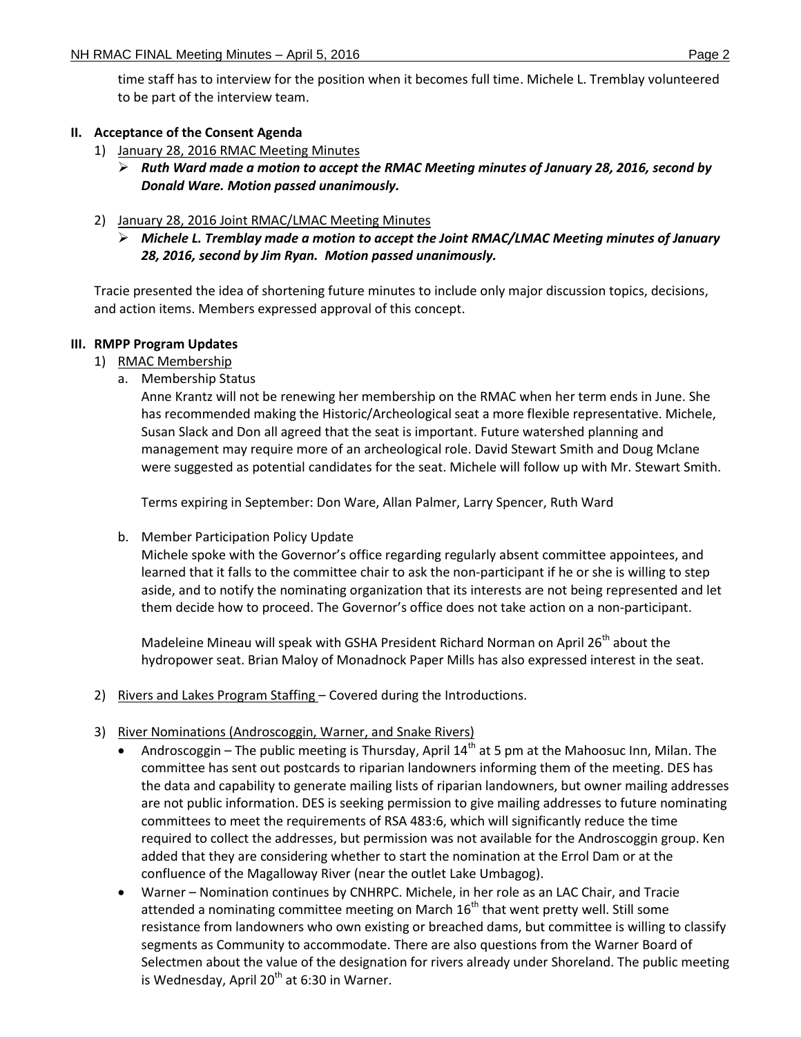time staff has to interview for the position when it becomes full time. Michele L. Tremblay volunteered to be part of the interview team.

## II. Acceptance of the Consent Agenda

1) January 28, 2016 RMAC Meeting Minutes
   - ***Ruth Ward made a motion to accept the RMAC Meeting minutes of January 28, 2016, second by Donald Ware. Motion passed unanimously.***

2) January 28, 2016 Joint RMAC/LMAC Meeting Minutes
   - ***Michele L. Tremblay made a motion to accept the Joint RMAC/LMAC Meeting minutes of January 28, 2016, second by Jim Ryan. Motion passed unanimously.***

Tracie presented the idea of shortening future minutes to include only major discussion topics, decisions, and action items. Members expressed approval of this concept.

## III. RMPP Program Updates

1) RMAC Membership

   a. Membership Status

   Anne Krantz will not be renewing her membership on the RMAC when her term ends in June. She has recommended making the Historic/Archeological seat a more flexible representative. Michele, Susan Slack and Don all agreed that the seat is important. Future watershed planning and management may require more of an archeological role. David Stewart Smith and Doug Mclane were suggested as potential candidates for the seat. Michele will follow up with Mr. Stewart Smith.

   Terms expiring in September: Don Ware, Allan Palmer, Larry Spencer, Ruth Ward

   b. Member Participation Policy Update

   Michele spoke with the Governor's office regarding regularly absent committee appointees, and learned that it falls to the committee chair to ask the non-participant if he or she is willing to step aside, and to notify the nominating organization that its interests are not being represented and let them decide how to proceed. The Governor's office does not take action on a non-participant.

   Madeleine Mineau will speak with GSHA President Richard Norman on April 26th about the hydropower seat. Brian Maloy of Monadnock Paper Mills has also expressed interest in the seat.

2) Rivers and Lakes Program Staffing – Covered during the Introductions.

3) River Nominations (Androscoggin, Warner, and Snake Rivers)
   - Androscoggin – The public meeting is Thursday, April 14th at 5 pm at the Mahoosuc Inn, Milan. The committee has sent out postcards to riparian landowners informing them of the meeting. DES has the data and capability to generate mailing lists of riparian landowners, but owner mailing addresses are not public information. DES is seeking permission to give mailing addresses to future nominating committees to meet the requirements of RSA 483:6, which will significantly reduce the time required to collect the addresses, but permission was not available for the Androscoggin group. Ken added that they are considering whether to start the nomination at the Errol Dam or at the confluence of the Magalloway River (near the outlet Lake Umbagog).
   - Warner – Nomination continues by CNHRPC. Michele, in her role as an LAC Chair, and Tracie attended a nominating committee meeting on March 16th that went pretty well. Still some resistance from landowners who own existing or breached dams, but committee is willing to classify segments as Community to accommodate. There are also questions from the Warner Board of Selectmen about the value of the designation for rivers already under Shoreland. The public meeting is Wednesday, April 20th at 6:30 in Warner.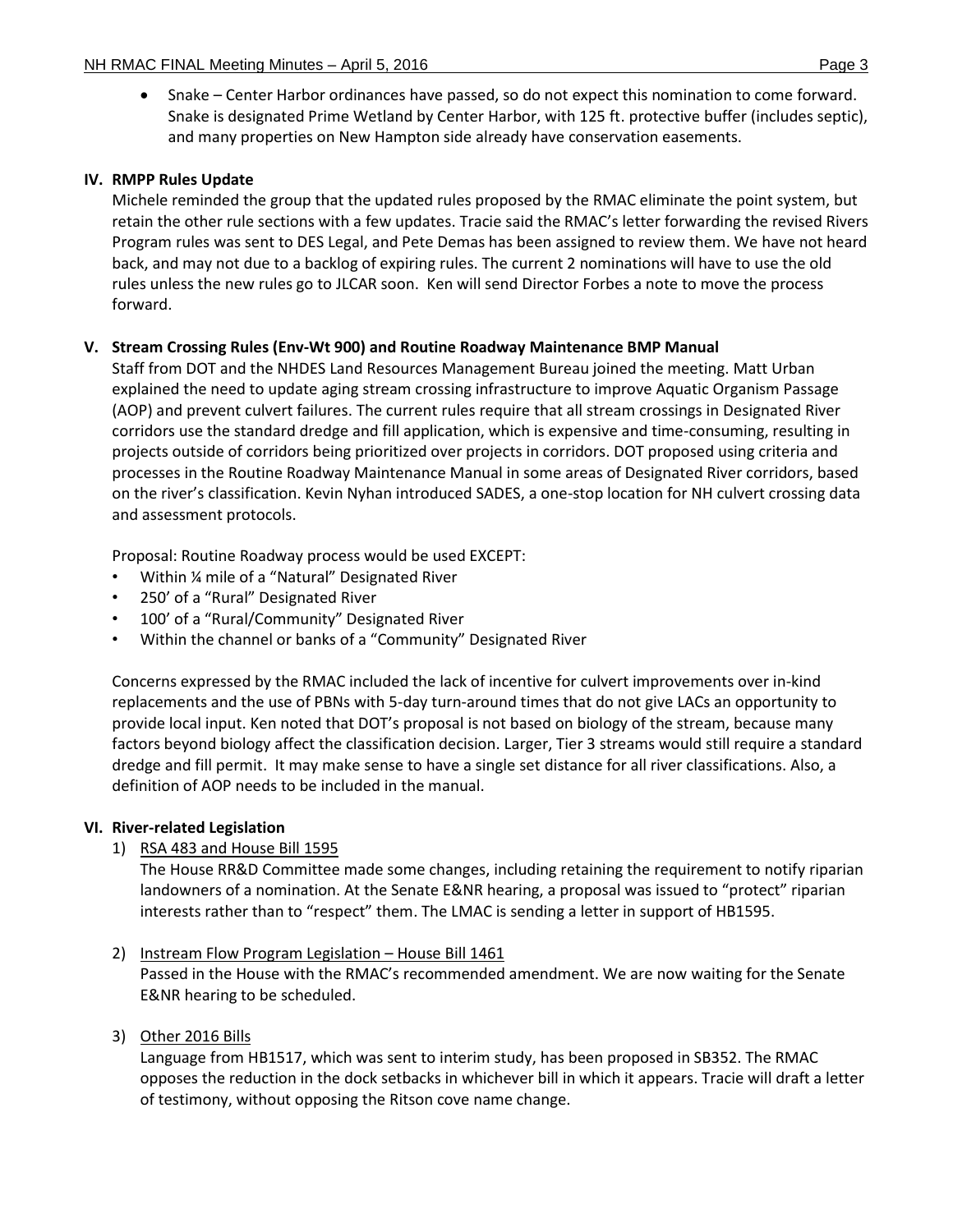- Snake – Center Harbor ordinances have passed, so do not expect this nomination to come forward. Snake is designated Prime Wetland by Center Harbor, with 125 ft. protective buffer (includes septic), and many properties on New Hampton side already have conservation easements.

## IV. RMPP Rules Update

Michele reminded the group that the updated rules proposed by the RMAC eliminate the point system, but retain the other rule sections with a few updates. Tracie said the RMAC's letter forwarding the revised Rivers Program rules was sent to DES Legal, and Pete Demas has been assigned to review them. We have not heard back, and may not due to a backlog of expiring rules. The current 2 nominations will have to use the old rules unless the new rules go to JLCAR soon. Ken will send Director Forbes a note to move the process forward.

## V. Stream Crossing Rules (Env-Wt 900) and Routine Roadway Maintenance BMP Manual

Staff from DOT and the NHDES Land Resources Management Bureau joined the meeting. Matt Urban explained the need to update aging stream crossing infrastructure to improve Aquatic Organism Passage (AOP) and prevent culvert failures. The current rules require that all stream crossings in Designated River corridors use the standard dredge and fill application, which is expensive and time-consuming, resulting in projects outside of corridors being prioritized over projects in corridors. DOT proposed using criteria and processes in the Routine Roadway Maintenance Manual in some areas of Designated River corridors, based on the river's classification. Kevin Nyhan introduced SADES, a one-stop location for NH culvert crossing data and assessment protocols.

Proposal: Routine Roadway process would be used EXCEPT:

- Within ¼ mile of a "Natural" Designated River
- 250' of a "Rural" Designated River
- 100' of a "Rural/Community" Designated River
- Within the channel or banks of a "Community" Designated River

Concerns expressed by the RMAC included the lack of incentive for culvert improvements over in-kind replacements and the use of PBNs with 5-day turn-around times that do not give LACs an opportunity to provide local input. Ken noted that DOT's proposal is not based on biology of the stream, because many factors beyond biology affect the classification decision. Larger, Tier 3 streams would still require a standard dredge and fill permit. It may make sense to have a single set distance for all river classifications. Also, a definition of AOP needs to be included in the manual.

## VI. River-related Legislation

1) RSA 483 and House Bill 1595

   The House RR&D Committee made some changes, including retaining the requirement to notify riparian landowners of a nomination. At the Senate E&NR hearing, a proposal was issued to "protect" riparian interests rather than to "respect" them. The LMAC is sending a letter in support of HB1595.

2) Instream Flow Program Legislation – House Bill 1461

   Passed in the House with the RMAC's recommended amendment. We are now waiting for the Senate E&NR hearing to be scheduled.

3) Other 2016 Bills

   Language from HB1517, which was sent to interim study, has been proposed in SB352. The RMAC opposes the reduction in the dock setbacks in whichever bill in which it appears. Tracie will draft a letter of testimony, without opposing the Ritson cove name change.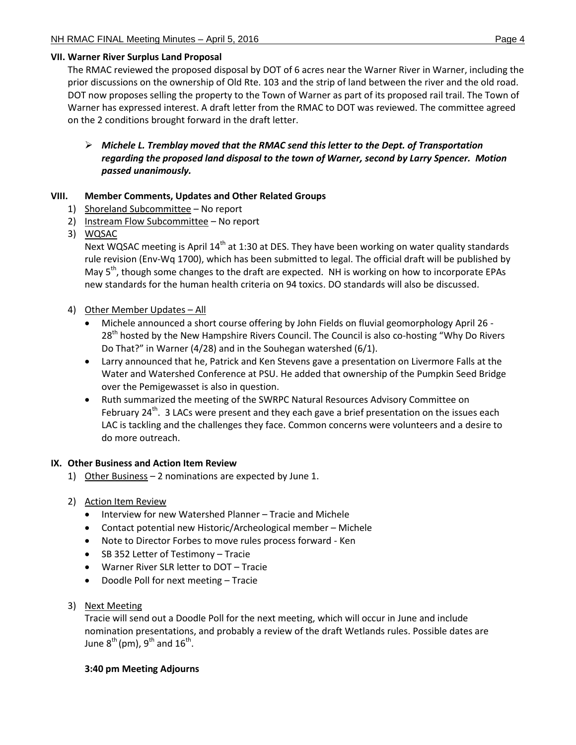## VII. Warner River Surplus Land Proposal

The RMAC reviewed the proposed disposal by DOT of 6 acres near the Warner River in Warner, including the prior discussions on the ownership of Old Rte. 103 and the strip of land between the river and the old road. DOT now proposes selling the property to the Town of Warner as part of its proposed rail trail. The Town of Warner has expressed interest. A draft letter from the RMAC to DOT was reviewed. The committee agreed on the 2 conditions brought forward in the draft letter.

- ***Michele L. Tremblay moved that the RMAC send this letter to the Dept. of Transportation regarding the proposed land disposal to the town of Warner, second by Larry Spencer. Motion passed unanimously.***

## VIII. Member Comments, Updates and Other Related Groups

1) Shoreland Subcommittee – No report
2) Instream Flow Subcommittee – No report
3) WQSAC

   Next WQSAC meeting is April 14th at 1:30 at DES. They have been working on water quality standards rule revision (Env-Wq 1700), which has been submitted to legal. The official draft will be published by May 5th, though some changes to the draft are expected. NH is working on how to incorporate EPAs new standards for the human health criteria on 94 toxics. DO standards will also be discussed.

4) Other Member Updates – All
   - Michele announced a short course offering by John Fields on fluvial geomorphology April 26 - 28th hosted by the New Hampshire Rivers Council. The Council is also co-hosting "Why Do Rivers Do That?" in Warner (4/28) and in the Souhegan watershed (6/1).
   - Larry announced that he, Patrick and Ken Stevens gave a presentation on Livermore Falls at the Water and Watershed Conference at PSU. He added that ownership of the Pumpkin Seed Bridge over the Pemigewasset is also in question.
   - Ruth summarized the meeting of the SWRPC Natural Resources Advisory Committee on February 24th. 3 LACs were present and they each gave a brief presentation on the issues each LAC is tackling and the challenges they face. Common concerns were volunteers and a desire to do more outreach.

## IX. Other Business and Action Item Review

1) Other Business – 2 nominations are expected by June 1.
2) Action Item Review
   - Interview for new Watershed Planner – Tracie and Michele
   - Contact potential new Historic/Archeological member – Michele
   - Note to Director Forbes to move rules process forward - Ken
   - SB 352 Letter of Testimony – Tracie
   - Warner River SLR letter to DOT – Tracie
   - Doodle Poll for next meeting – Tracie
3) Next Meeting

   Tracie will send out a Doodle Poll for the next meeting, which will occur in June and include nomination presentations, and probably a review of the draft Wetlands rules. Possible dates are June 8th (pm), 9th and 16th.

**3:40 pm Meeting Adjourns**